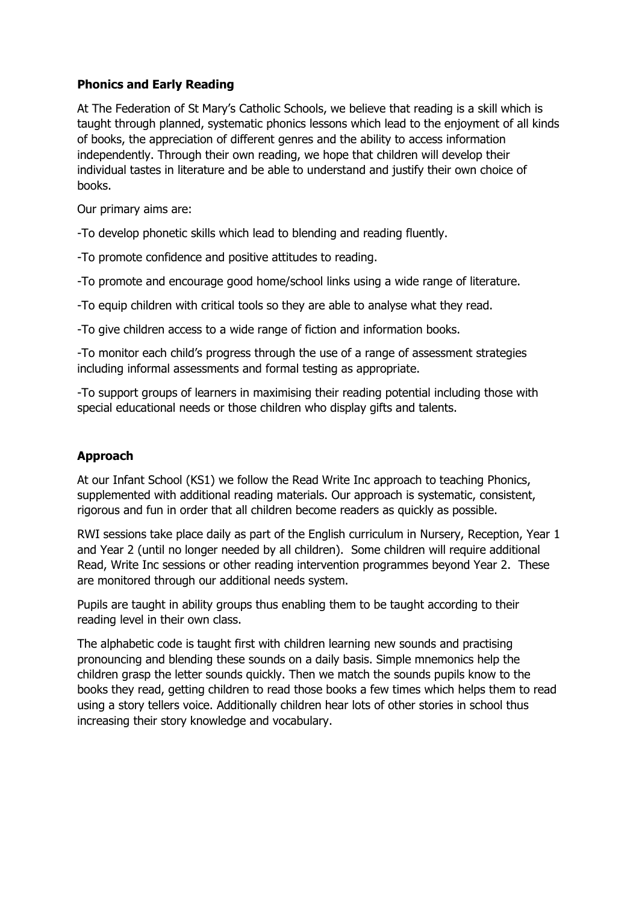**Phonics and Early Reading**

At The Federation of St Mary's Catholic Schools, we believe that reading is a skill which is taught through planned, systematic phonics lessons which lead to the enjoyment of all kinds of books, the appreciation of different genres and the ability to access information independently. Through their own reading, we hope that children will develop their individual tastes in literature and be able to understand and justify their own choice of books.

Our primary aims are:

-To develop phonetic skills which lead to blending and reading fluently.

-To promote confidence and positive attitudes to reading.

-To promote and encourage good home/school links using a wide range of literature.

-To equip children with critical tools so they are able to analyse what they read.

-To give children access to a wide range of fiction and information books.

-To monitor each child's progress through the use of a range of assessment strategies including informal assessments and formal testing as appropriate.

-To support groups of learners in maximising their reading potential including those with special educational needs or those children who display gifts and talents.

**Approach**

At our Infant School (KS1) we follow the Read Write Inc approach to teaching Phonics, supplemented with additional reading materials. Our approach is systematic, consistent, rigorous and fun in order that all children become readers as quickly as possible.

RWI sessions take place daily as part of the English curriculum in Nursery, Reception, Year 1 and Year 2 (until no longer needed by all children). Some children will require additional Read, Write Inc sessions or other reading intervention programmes beyond Year 2. These are monitored through our additional needs system.

Pupils are taught in ability groups thus enabling them to be taught according to their reading level in their own class.

The alphabetic code is taught first with children learning new sounds and practising pronouncing and blending these sounds on a daily basis. Simple mnemonics help the children grasp the letter sounds quickly. Then we match the sounds pupils know to the books they read, getting children to read those books a few times which helps them to read using a story tellers voice. Additionally children hear lots of other stories in school thus increasing their story knowledge and vocabulary.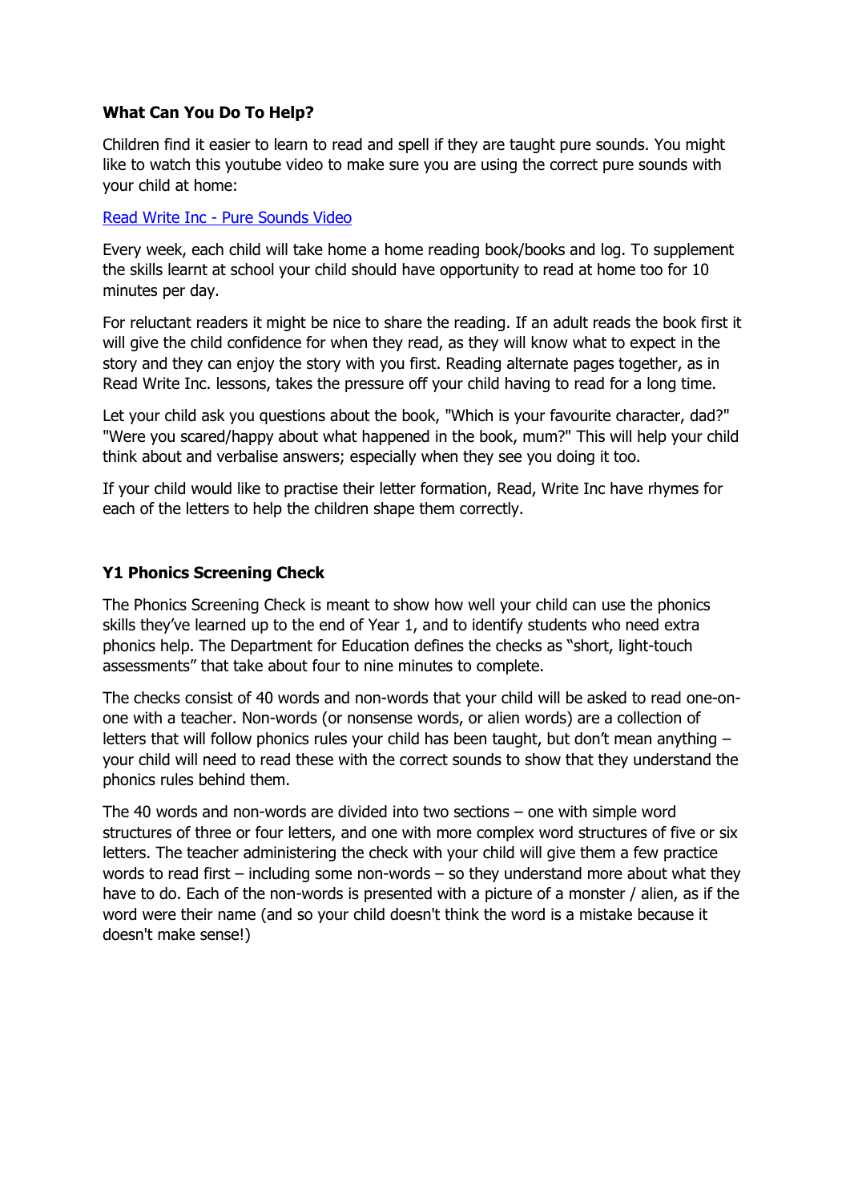**What Can You Do To Help?**

Children find it easier to learn to read and spell if they are taught pure sounds. You might like to watch this youtube video to make sure you are using the correct pure sounds with your child at home:

Read Write Inc - Pure Sounds Video

Every week, each child will take home a home reading book/books and log. To supplement the skills learnt at school your child should have opportunity to read at home too for 10 minutes per day.

For reluctant readers it might be nice to share the reading. If an adult reads the book first it will give the child confidence for when they read, as they will know what to expect in the story and they can enjoy the story with you first. Reading alternate pages together, as in Read Write Inc. lessons, takes the pressure off your child having to read for a long time.

Let your child ask you questions about the book, "Which is your favourite character, dad?" "Were you scared/happy about what happened in the book, mum?" This will help your child think about and verbalise answers; especially when they see you doing it too.

If your child would like to practise their letter formation, Read, Write Inc have rhymes for each of the letters to help the children shape them correctly.

**Y1 Phonics Screening Check**

The Phonics Screening Check is meant to show how well your child can use the phonics skills they've learned up to the end of Year 1, and to identify students who need extra phonics help. The Department for Education defines the checks as "short, light-touch assessments" that take about four to nine minutes to complete.

The checks consist of 40 words and non-words that your child will be asked to read one-on-one with a teacher. Non-words (or nonsense words, or alien words) are a collection of letters that will follow phonics rules your child has been taught, but don't mean anything – your child will need to read these with the correct sounds to show that they understand the phonics rules behind them.

The 40 words and non-words are divided into two sections – one with simple word structures of three or four letters, and one with more complex word structures of five or six letters. The teacher administering the check with your child will give them a few practice words to read first – including some non-words – so they understand more about what they have to do. Each of the non-words is presented with a picture of a monster / alien, as if the word were their name (and so your child doesn't think the word is a mistake because it doesn't make sense!)